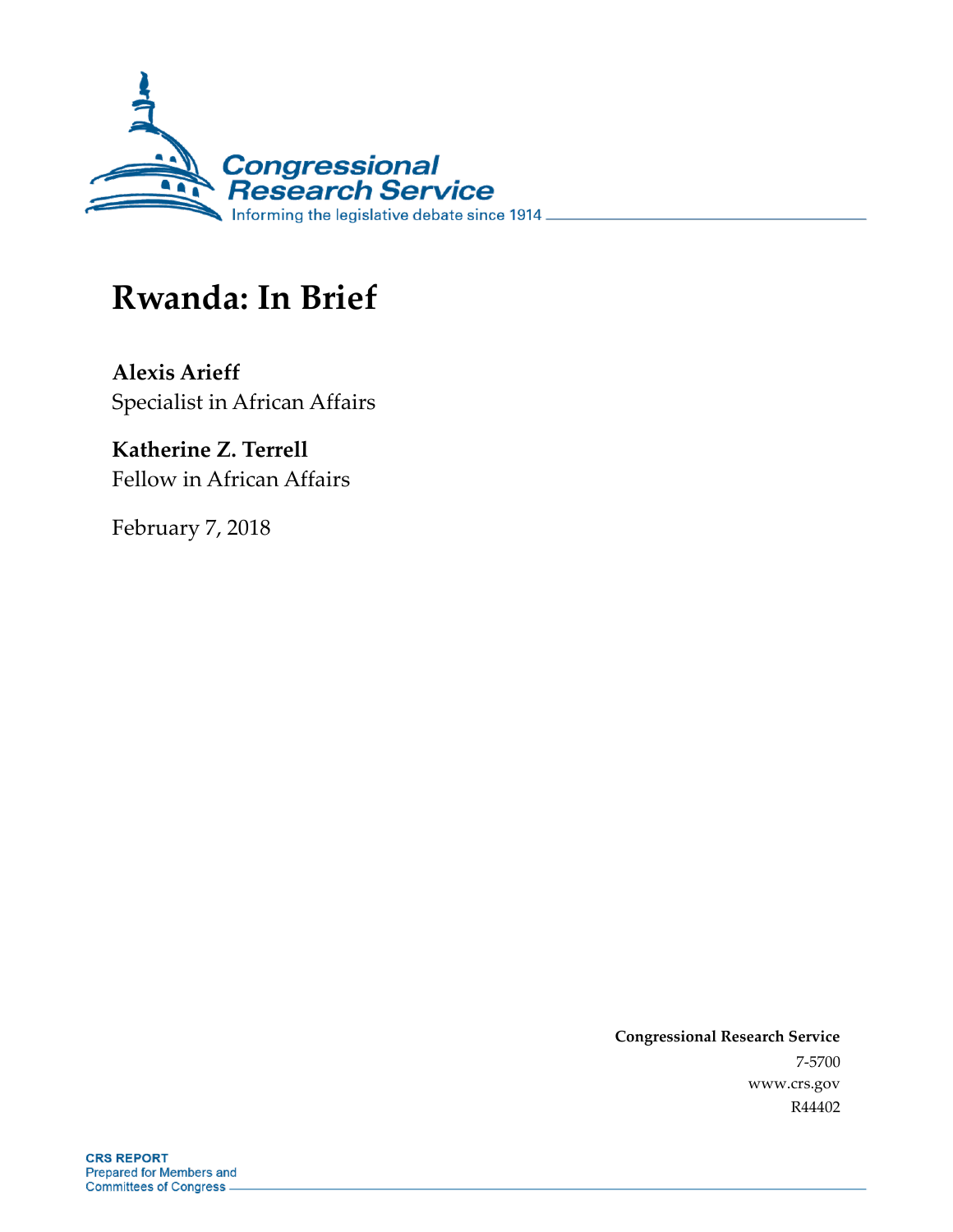# Rwanda: In Brief

**Alexis Arieff**
Specialist in African Affairs

**Katherine Z. Terrell**
Fellow in African Affairs

February 7, 2018

**Congressional Research Service**
7-5700
www.crs.gov
R44402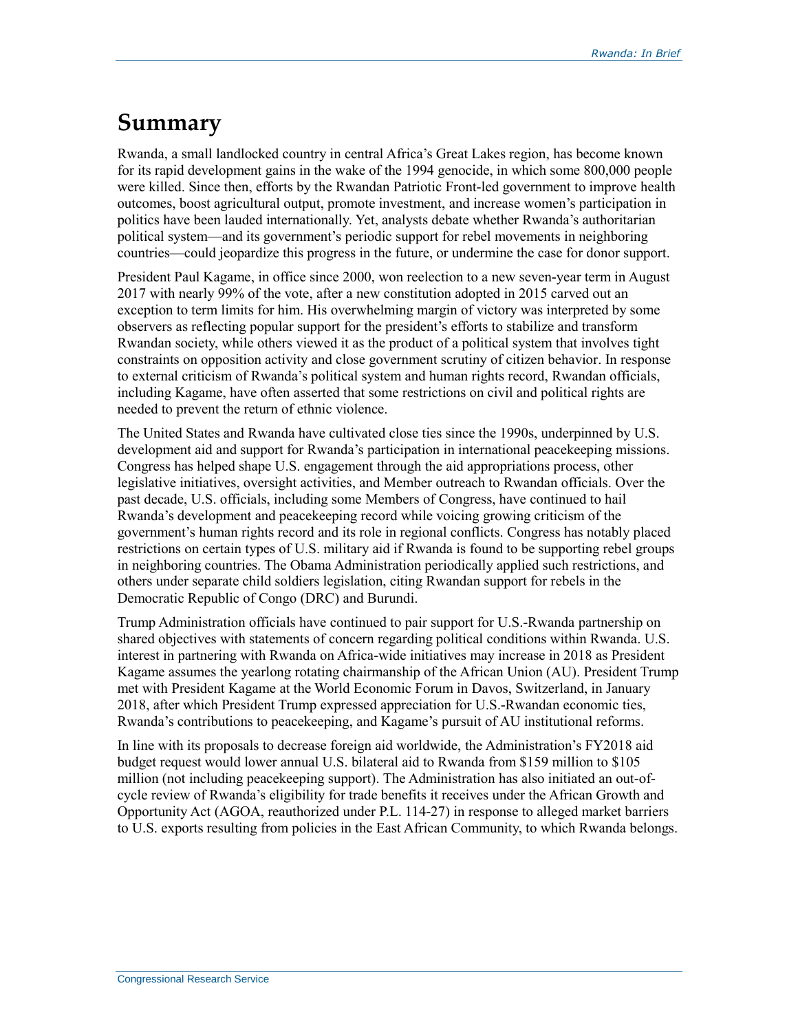# Summary

Rwanda, a small landlocked country in central Africa's Great Lakes region, has become known for its rapid development gains in the wake of the 1994 genocide, in which some 800,000 people were killed. Since then, efforts by the Rwandan Patriotic Front-led government to improve health outcomes, boost agricultural output, promote investment, and increase women's participation in politics have been lauded internationally. Yet, analysts debate whether Rwanda's authoritarian political system—and its government's periodic support for rebel movements in neighboring countries—could jeopardize this progress in the future, or undermine the case for donor support.

President Paul Kagame, in office since 2000, won reelection to a new seven-year term in August 2017 with nearly 99% of the vote, after a new constitution adopted in 2015 carved out an exception to term limits for him. His overwhelming margin of victory was interpreted by some observers as reflecting popular support for the president's efforts to stabilize and transform Rwandan society, while others viewed it as the product of a political system that involves tight constraints on opposition activity and close government scrutiny of citizen behavior. In response to external criticism of Rwanda's political system and human rights record, Rwandan officials, including Kagame, have often asserted that some restrictions on civil and political rights are needed to prevent the return of ethnic violence.

The United States and Rwanda have cultivated close ties since the 1990s, underpinned by U.S. development aid and support for Rwanda's participation in international peacekeeping missions. Congress has helped shape U.S. engagement through the aid appropriations process, other legislative initiatives, oversight activities, and Member outreach to Rwandan officials. Over the past decade, U.S. officials, including some Members of Congress, have continued to hail Rwanda's development and peacekeeping record while voicing growing criticism of the government's human rights record and its role in regional conflicts. Congress has notably placed restrictions on certain types of U.S. military aid if Rwanda is found to be supporting rebel groups in neighboring countries. The Obama Administration periodically applied such restrictions, and others under separate child soldiers legislation, citing Rwandan support for rebels in the Democratic Republic of Congo (DRC) and Burundi.

Trump Administration officials have continued to pair support for U.S.-Rwanda partnership on shared objectives with statements of concern regarding political conditions within Rwanda. U.S. interest in partnering with Rwanda on Africa-wide initiatives may increase in 2018 as President Kagame assumes the yearlong rotating chairmanship of the African Union (AU). President Trump met with President Kagame at the World Economic Forum in Davos, Switzerland, in January 2018, after which President Trump expressed appreciation for U.S.-Rwandan economic ties, Rwanda's contributions to peacekeeping, and Kagame's pursuit of AU institutional reforms.

In line with its proposals to decrease foreign aid worldwide, the Administration's FY2018 aid budget request would lower annual U.S. bilateral aid to Rwanda from $159 million to $105 million (not including peacekeeping support). The Administration has also initiated an out-of-cycle review of Rwanda's eligibility for trade benefits it receives under the African Growth and Opportunity Act (AGOA, reauthorized under P.L. 114-27) in response to alleged market barriers to U.S. exports resulting from policies in the East African Community, to which Rwanda belongs.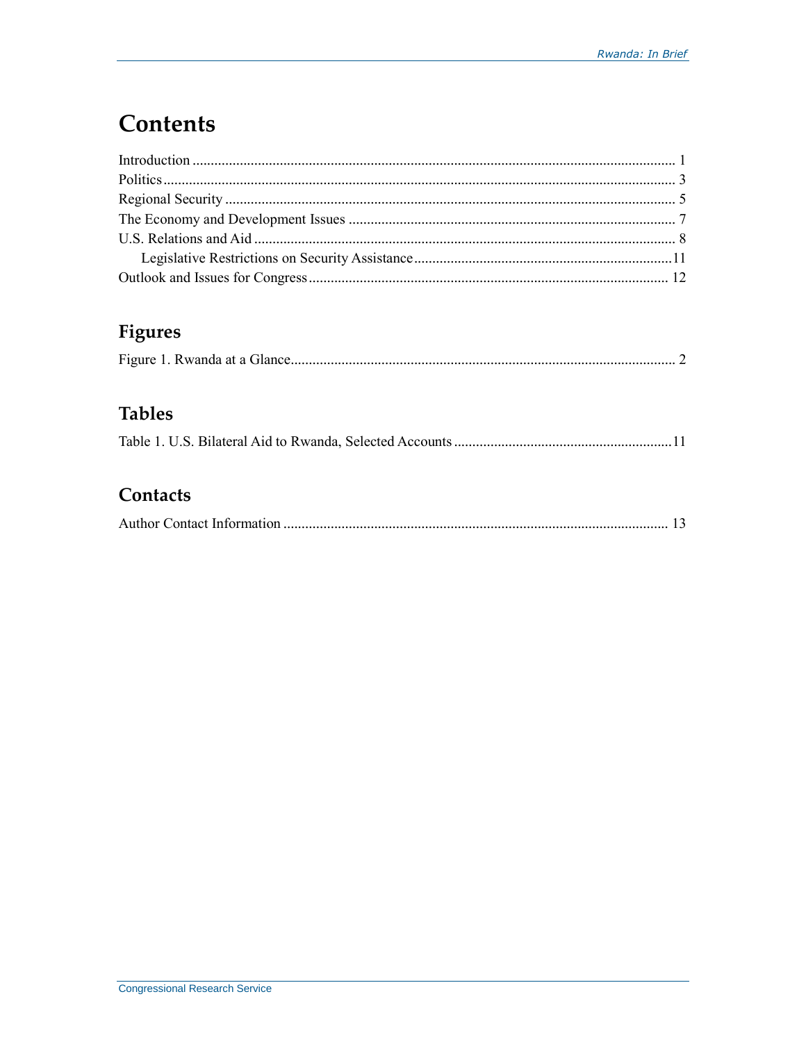# Contents

Introduction ..................................................................................................................... 1
Politics ............................................................................................................................ 3
Regional Security ............................................................................................................ 5
The Economy and Development Issues ........................................................................... 7
U.S. Relations and Aid .................................................................................................... 8
Legislative Restrictions on Security Assistance ........................................................11
Outlook and Issues for Congress ................................................................................... 12

## Figures

Figure 1. Rwanda at a Glance............................................................................................ 2

## Tables

Table 1. U.S. Bilateral Aid to Rwanda, Selected Accounts ...............................................11

## Contacts

Author Contact Information ........................................................................................... 13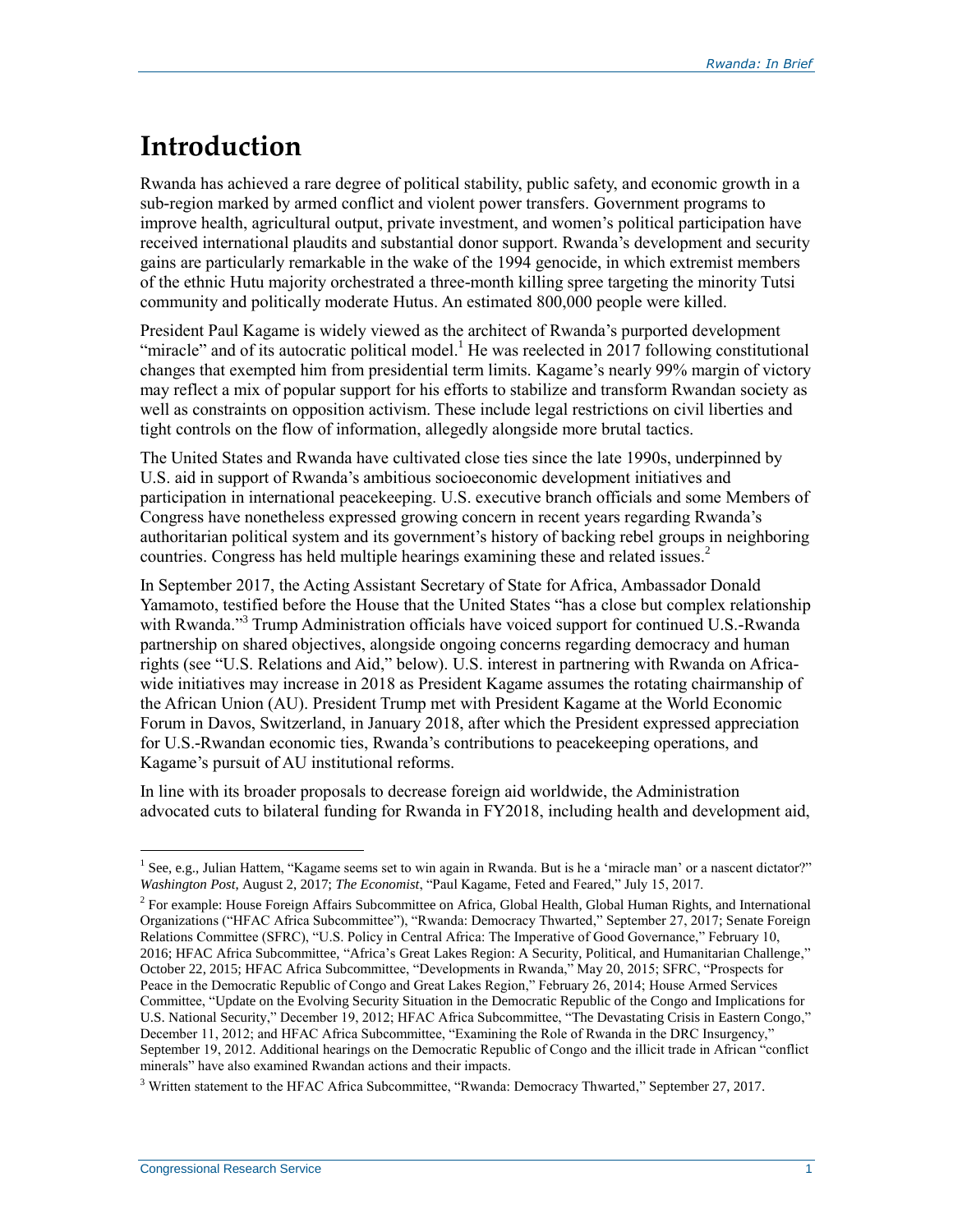# Introduction

Rwanda has achieved a rare degree of political stability, public safety, and economic growth in a sub-region marked by armed conflict and violent power transfers. Government programs to improve health, agricultural output, private investment, and women's political participation have received international plaudits and substantial donor support. Rwanda's development and security gains are particularly remarkable in the wake of the 1994 genocide, in which extremist members of the ethnic Hutu majority orchestrated a three-month killing spree targeting the minority Tutsi community and politically moderate Hutus. An estimated 800,000 people were killed.

President Paul Kagame is widely viewed as the architect of Rwanda's purported development "miracle" and of its autocratic political model.[1] He was reelected in 2017 following constitutional changes that exempted him from presidential term limits. Kagame's nearly 99% margin of victory may reflect a mix of popular support for his efforts to stabilize and transform Rwandan society as well as constraints on opposition activism. These include legal restrictions on civil liberties and tight controls on the flow of information, allegedly alongside more brutal tactics.

The United States and Rwanda have cultivated close ties since the late 1990s, underpinned by U.S. aid in support of Rwanda's ambitious socioeconomic development initiatives and participation in international peacekeeping. U.S. executive branch officials and some Members of Congress have nonetheless expressed growing concern in recent years regarding Rwanda's authoritarian political system and its government's history of backing rebel groups in neighboring countries. Congress has held multiple hearings examining these and related issues.[2]

In September 2017, the Acting Assistant Secretary of State for Africa, Ambassador Donald Yamamoto, testified before the House that the United States "has a close but complex relationship with Rwanda."[3] Trump Administration officials have voiced support for continued U.S.-Rwanda partnership on shared objectives, alongside ongoing concerns regarding democracy and human rights (see "U.S. Relations and Aid," below). U.S. interest in partnering with Rwanda on Africa-wide initiatives may increase in 2018 as President Kagame assumes the rotating chairmanship of the African Union (AU). President Trump met with President Kagame at the World Economic Forum in Davos, Switzerland, in January 2018, after which the President expressed appreciation for U.S.-Rwandan economic ties, Rwanda's contributions to peacekeeping operations, and Kagame's pursuit of AU institutional reforms.

In line with its broader proposals to decrease foreign aid worldwide, the Administration advocated cuts to bilateral funding for Rwanda in FY2018, including health and development aid,

---

[1] See, e.g., Julian Hattem, "Kagame seems set to win again in Rwanda. But is he a 'miracle man' or a nascent dictator?" *Washington Post*, August 2, 2017; *The Economist*, "Paul Kagame, Feted and Feared," July 15, 2017.

[2] For example: House Foreign Affairs Subcommittee on Africa, Global Health, Global Human Rights, and International Organizations ("HFAC Africa Subcommittee"), "Rwanda: Democracy Thwarted," September 27, 2017; Senate Foreign Relations Committee (SFRC), "U.S. Policy in Central Africa: The Imperative of Good Governance," February 10, 2016; HFAC Africa Subcommittee, "Africa's Great Lakes Region: A Security, Political, and Humanitarian Challenge," October 22, 2015; HFAC Africa Subcommittee, "Developments in Rwanda," May 20, 2015; SFRC, "Prospects for Peace in the Democratic Republic of Congo and Great Lakes Region," February 26, 2014; House Armed Services Committee, "Update on the Evolving Security Situation in the Democratic Republic of the Congo and Implications for U.S. National Security," December 19, 2012; HFAC Africa Subcommittee, "The Devastating Crisis in Eastern Congo," December 11, 2012; and HFAC Africa Subcommittee, "Examining the Role of Rwanda in the DRC Insurgency," September 19, 2012. Additional hearings on the Democratic Republic of Congo and the illicit trade in African "conflict minerals" have also examined Rwandan actions and their impacts.

[3] Written statement to the HFAC Africa Subcommittee, "Rwanda: Democracy Thwarted," September 27, 2017.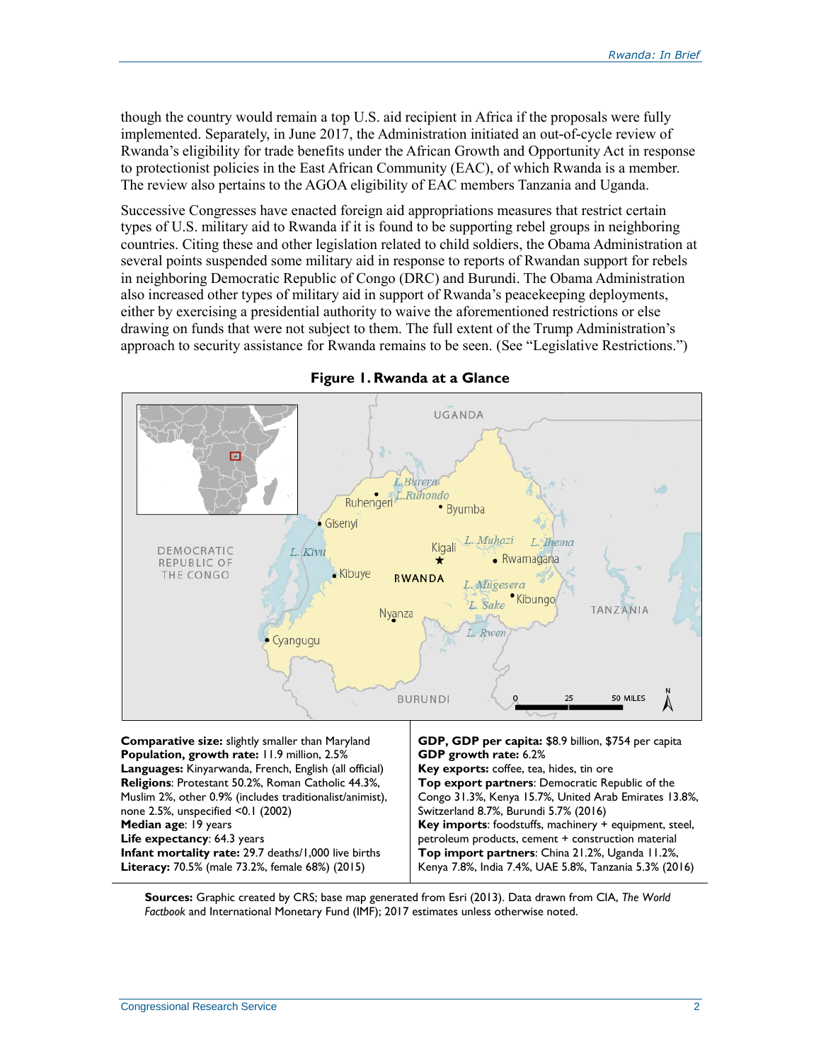though the country would remain a top U.S. aid recipient in Africa if the proposals were fully implemented. Separately, in June 2017, the Administration initiated an out-of-cycle review of Rwanda's eligibility for trade benefits under the African Growth and Opportunity Act in response to protectionist policies in the East African Community (EAC), of which Rwanda is a member. The review also pertains to the AGOA eligibility of EAC members Tanzania and Uganda.

Successive Congresses have enacted foreign aid appropriations measures that restrict certain types of U.S. military aid to Rwanda if it is found to be supporting rebel groups in neighboring countries. Citing these and other legislation related to child soldiers, the Obama Administration at several points suspended some military aid in response to reports of Rwandan support for rebels in neighboring Democratic Republic of Congo (DRC) and Burundi. The Obama Administration also increased other types of military aid in support of Rwanda's peacekeeping deployments, either by exercising a presidential authority to waive the aforementioned restrictions or else drawing on funds that were not subject to them. The full extent of the Trump Administration's approach to security assistance for Rwanda remains to be seen. (See "Legislative Restrictions.")

**Figure 1. Rwanda at a Glance**

| | |
|---|---|
| **Comparative size:** slightly smaller than Maryland | **GDP, GDP per capita:** $8.9 billion, $754 per capita |
| **Population, growth rate:** 11.9 million, 2.5% | **GDP growth rate:** 6.2% |
| **Languages:** Kinyarwanda, French, English (all official) | **Key exports:** coffee, tea, hides, tin ore |
| **Religions**: Protestant 50.2%, Roman Catholic 44.3%, Muslim 2%, other 0.9% (includes traditionalist/animist), none 2.5%, unspecified <0.1 (2002) | **Top export partners**: Democratic Republic of the Congo 31.3%, Kenya 15.7%, United Arab Emirates 13.8%, Switzerland 8.7%, Burundi 5.7% (2016) |
| **Median age**: 19 years | **Key imports**: foodstuffs, machinery + equipment, steel, petroleum products, cement + construction material |
| **Life expectancy**: 64.3 years | **Top import partners**: China 21.2%, Uganda 11.2%, Kenya 7.8%, India 7.4%, UAE 5.8%, Tanzania 5.3% (2016) |
| **Infant mortality rate:** 29.7 deaths/1,000 live births | |
| **Literacy:** 70.5% (male 73.2%, female 68%) (2015) | |

**Sources:** Graphic created by CRS; base map generated from Esri (2013). Data drawn from CIA, *The World Factbook* and International Monetary Fund (IMF); 2017 estimates unless otherwise noted.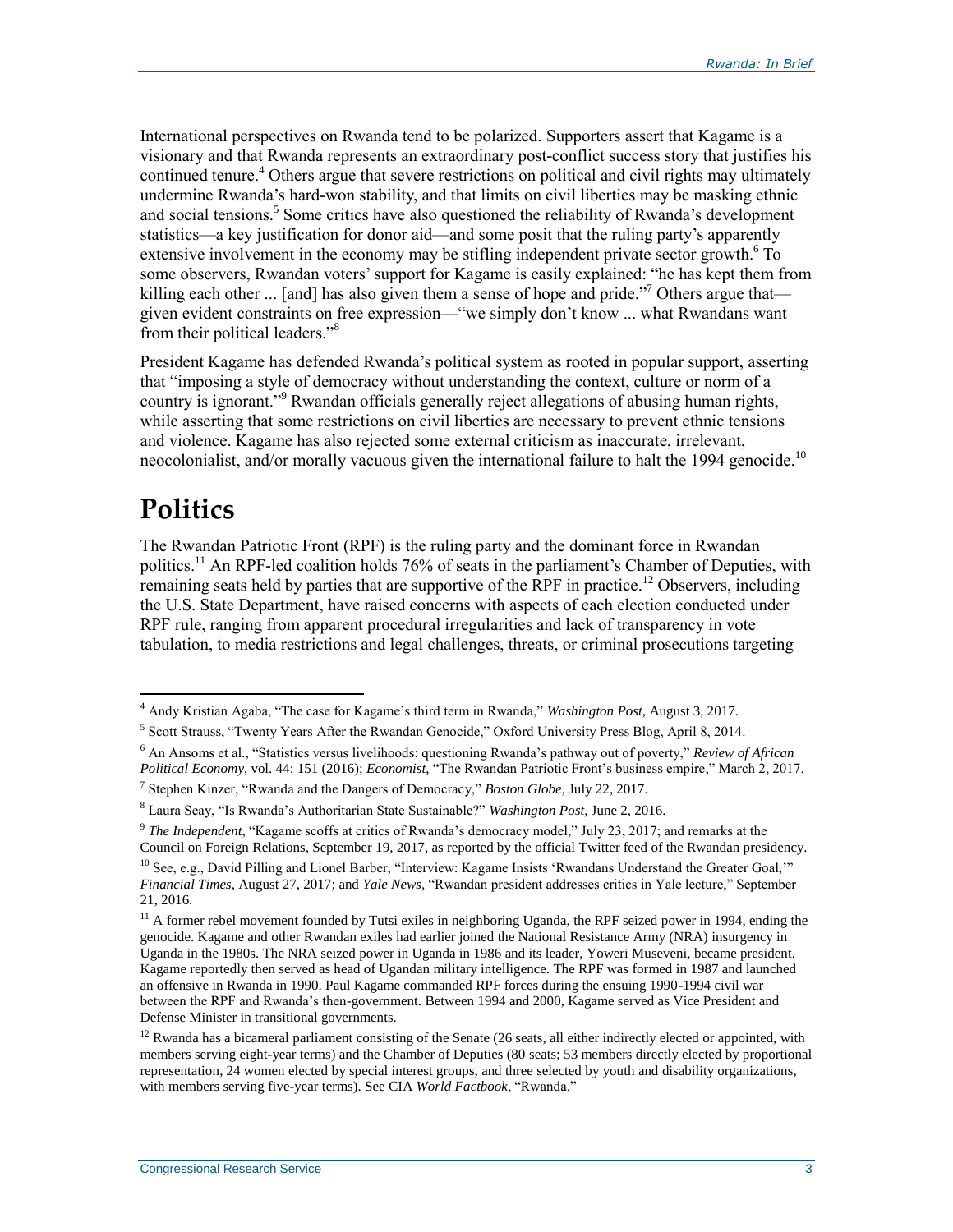International perspectives on Rwanda tend to be polarized. Supporters assert that Kagame is a visionary and that Rwanda represents an extraordinary post-conflict success story that justifies his continued tenure.[4] Others argue that severe restrictions on political and civil rights may ultimately undermine Rwanda's hard-won stability, and that limits on civil liberties may be masking ethnic and social tensions.[5] Some critics have also questioned the reliability of Rwanda's development statistics—a key justification for donor aid—and some posit that the ruling party's apparently extensive involvement in the economy may be stifling independent private sector growth.[6] To some observers, Rwandan voters' support for Kagame is easily explained: "he has kept them from killing each other ... [and] has also given them a sense of hope and pride."[7] Others argue that—given evident constraints on free expression—"we simply don't know ... what Rwandans want from their political leaders."[8]

President Kagame has defended Rwanda's political system as rooted in popular support, asserting that "imposing a style of democracy without understanding the context, culture or norm of a country is ignorant."[9] Rwandan officials generally reject allegations of abusing human rights, while asserting that some restrictions on civil liberties are necessary to prevent ethnic tensions and violence. Kagame has also rejected some external criticism as inaccurate, irrelevant, neocolonialist, and/or morally vacuous given the international failure to halt the 1994 genocide.[10]

# Politics

The Rwandan Patriotic Front (RPF) is the ruling party and the dominant force in Rwandan politics.[11] An RPF-led coalition holds 76% of seats in the parliament's Chamber of Deputies, with remaining seats held by parties that are supportive of the RPF in practice.[12] Observers, including the U.S. State Department, have raised concerns with aspects of each election conducted under RPF rule, ranging from apparent procedural irregularities and lack of transparency in vote tabulation, to media restrictions and legal challenges, threats, or criminal prosecutions targeting

---

[4] Andy Kristian Agaba, "The case for Kagame's third term in Rwanda," *Washington Post*, August 3, 2017.

[5] Scott Strauss, "Twenty Years After the Rwandan Genocide," Oxford University Press Blog, April 8, 2014.

[6] An Ansoms et al., "Statistics versus livelihoods: questioning Rwanda's pathway out of poverty," *Review of African Political Economy*, vol. 44: 151 (2016); *Economist*, "The Rwandan Patriotic Front's business empire," March 2, 2017.

[7] Stephen Kinzer, "Rwanda and the Dangers of Democracy," *Boston Globe*, July 22, 2017.

[8] Laura Seay, "Is Rwanda's Authoritarian State Sustainable?" *Washington Post*, June 2, 2016.

[9] *The Independent*, "Kagame scoffs at critics of Rwanda's democracy model," July 23, 2017; and remarks at the Council on Foreign Relations, September 19, 2017, as reported by the official Twitter feed of the Rwandan presidency.

[10] See, e.g., David Pilling and Lionel Barber, "Interview: Kagame Insists 'Rwandans Understand the Greater Goal,'" *Financial Times*, August 27, 2017; and *Yale News*, "Rwandan president addresses critics in Yale lecture," September 21, 2016.

[11] A former rebel movement founded by Tutsi exiles in neighboring Uganda, the RPF seized power in 1994, ending the genocide. Kagame and other Rwandan exiles had earlier joined the National Resistance Army (NRA) insurgency in Uganda in the 1980s. The NRA seized power in Uganda in 1986 and its leader, Yoweri Museveni, became president. Kagame reportedly then served as head of Ugandan military intelligence. The RPF was formed in 1987 and launched an offensive in Rwanda in 1990. Paul Kagame commanded RPF forces during the ensuing 1990-1994 civil war between the RPF and Rwanda's then-government. Between 1994 and 2000, Kagame served as Vice President and Defense Minister in transitional governments.

[12] Rwanda has a bicameral parliament consisting of the Senate (26 seats, all either indirectly elected or appointed, with members serving eight-year terms) and the Chamber of Deputies (80 seats; 53 members directly elected by proportional representation, 24 women elected by special interest groups, and three selected by youth and disability organizations, with members serving five-year terms). See CIA *World Factbook*, "Rwanda."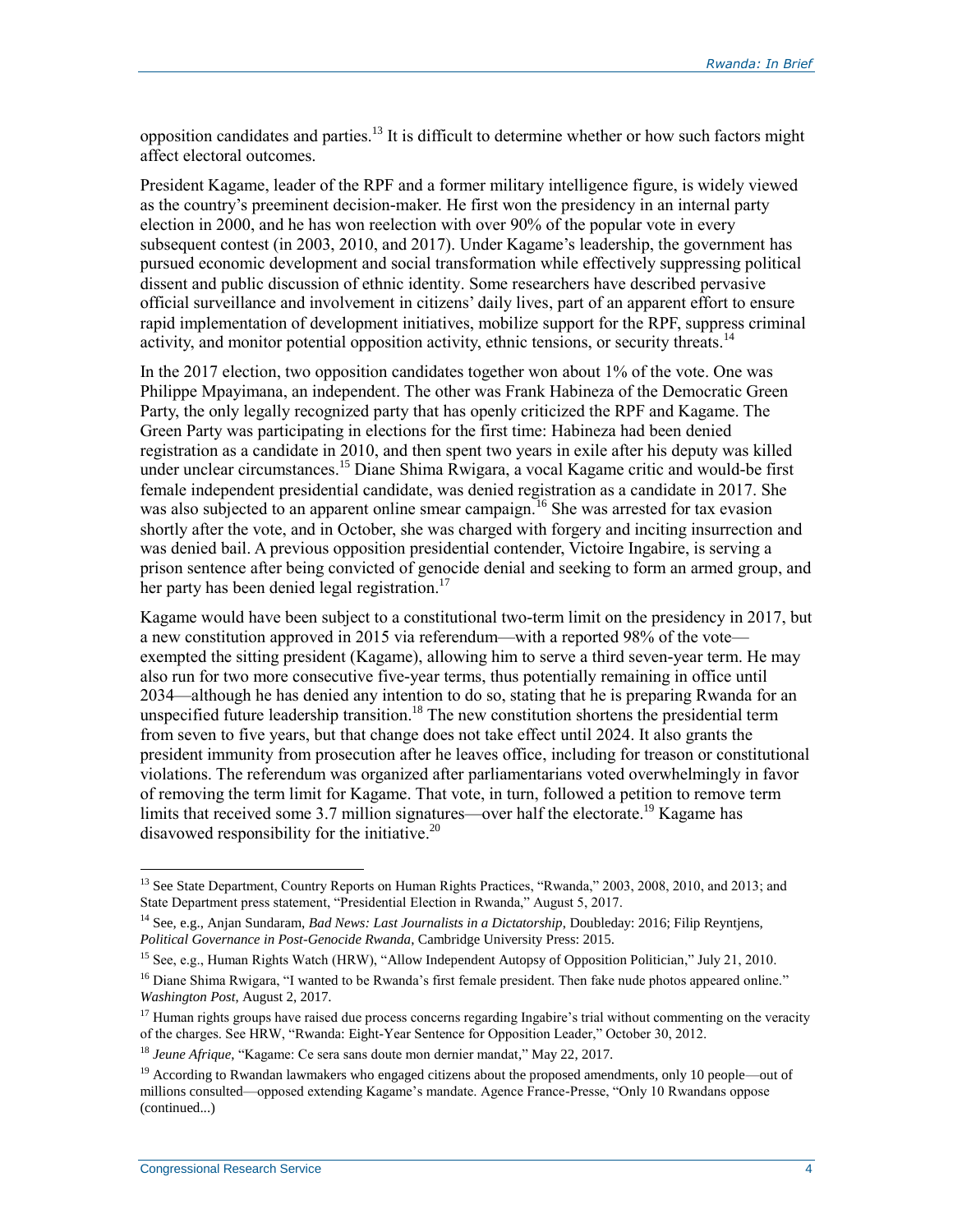opposition candidates and parties.[13] It is difficult to determine whether or how such factors might affect electoral outcomes.

President Kagame, leader of the RPF and a former military intelligence figure, is widely viewed as the country's preeminent decision-maker. He first won the presidency in an internal party election in 2000, and he has won reelection with over 90% of the popular vote in every subsequent contest (in 2003, 2010, and 2017). Under Kagame's leadership, the government has pursued economic development and social transformation while effectively suppressing political dissent and public discussion of ethnic identity. Some researchers have described pervasive official surveillance and involvement in citizens' daily lives, part of an apparent effort to ensure rapid implementation of development initiatives, mobilize support for the RPF, suppress criminal activity, and monitor potential opposition activity, ethnic tensions, or security threats.[14]

In the 2017 election, two opposition candidates together won about 1% of the vote. One was Philippe Mpayimana, an independent. The other was Frank Habineza of the Democratic Green Party, the only legally recognized party that has openly criticized the RPF and Kagame. The Green Party was participating in elections for the first time: Habineza had been denied registration as a candidate in 2010, and then spent two years in exile after his deputy was killed under unclear circumstances.[15] Diane Shima Rwigara, a vocal Kagame critic and would-be first female independent presidential candidate, was denied registration as a candidate in 2017. She was also subjected to an apparent online smear campaign.[16] She was arrested for tax evasion shortly after the vote, and in October, she was charged with forgery and inciting insurrection and was denied bail. A previous opposition presidential contender, Victoire Ingabire, is serving a prison sentence after being convicted of genocide denial and seeking to form an armed group, and her party has been denied legal registration.[17]

Kagame would have been subject to a constitutional two-term limit on the presidency in 2017, but a new constitution approved in 2015 via referendum—with a reported 98% of the vote—exempted the sitting president (Kagame), allowing him to serve a third seven-year term. He may also run for two more consecutive five-year terms, thus potentially remaining in office until 2034—although he has denied any intention to do so, stating that he is preparing Rwanda for an unspecified future leadership transition.[18] The new constitution shortens the presidential term from seven to five years, but that change does not take effect until 2024. It also grants the president immunity from prosecution after he leaves office, including for treason or constitutional violations. The referendum was organized after parliamentarians voted overwhelmingly in favor of removing the term limit for Kagame. That vote, in turn, followed a petition to remove term limits that received some 3.7 million signatures—over half the electorate.[19] Kagame has disavowed responsibility for the initiative.[20]

---

[13] See State Department, Country Reports on Human Rights Practices, "Rwanda," 2003, 2008, 2010, and 2013; and State Department press statement, "Presidential Election in Rwanda," August 5, 2017.

[14] See, e.g., Anjan Sundaram, *Bad News: Last Journalists in a Dictatorship*, Doubleday: 2016; Filip Reyntjens, *Political Governance in Post-Genocide Rwanda*, Cambridge University Press: 2015.

[15] See, e.g., Human Rights Watch (HRW), "Allow Independent Autopsy of Opposition Politician," July 21, 2010.

[16] Diane Shima Rwigara, "I wanted to be Rwanda's first female president. Then fake nude photos appeared online." *Washington Post*, August 2, 2017.

[17] Human rights groups have raised due process concerns regarding Ingabire's trial without commenting on the veracity of the charges. See HRW, "Rwanda: Eight-Year Sentence for Opposition Leader," October 30, 2012.

[18] *Jeune Afrique*, "Kagame: Ce sera sans doute mon dernier mandat," May 22, 2017.

[19] According to Rwandan lawmakers who engaged citizens about the proposed amendments, only 10 people—out of millions consulted—opposed extending Kagame's mandate. Agence France-Presse, "Only 10 Rwandans oppose (continued...)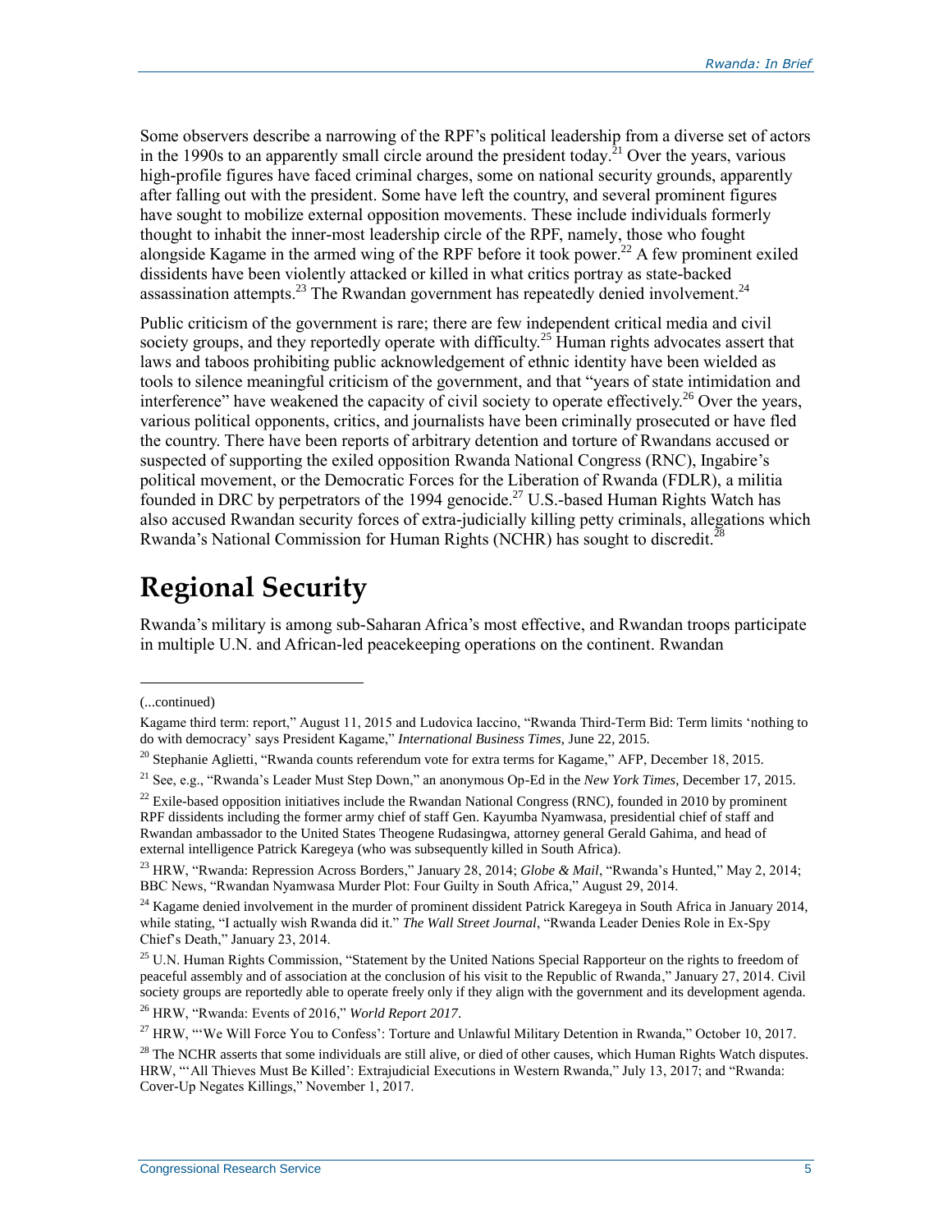Some observers describe a narrowing of the RPF's political leadership from a diverse set of actors in the 1990s to an apparently small circle around the president today.[21] Over the years, various high-profile figures have faced criminal charges, some on national security grounds, apparently after falling out with the president. Some have left the country, and several prominent figures have sought to mobilize external opposition movements. These include individuals formerly thought to inhabit the inner-most leadership circle of the RPF, namely, those who fought alongside Kagame in the armed wing of the RPF before it took power.[22] A few prominent exiled dissidents have been violently attacked or killed in what critics portray as state-backed assassination attempts.[23] The Rwandan government has repeatedly denied involvement.[24]

Public criticism of the government is rare; there are few independent critical media and civil society groups, and they reportedly operate with difficulty.[25] Human rights advocates assert that laws and taboos prohibiting public acknowledgement of ethnic identity have been wielded as tools to silence meaningful criticism of the government, and that "years of state intimidation and interference" have weakened the capacity of civil society to operate effectively.[26] Over the years, various political opponents, critics, and journalists have been criminally prosecuted or have fled the country. There have been reports of arbitrary detention and torture of Rwandans accused or suspected of supporting the exiled opposition Rwanda National Congress (RNC), Ingabire's political movement, or the Democratic Forces for the Liberation of Rwanda (FDLR), a militia founded in DRC by perpetrators of the 1994 genocide.[27] U.S.-based Human Rights Watch has also accused Rwandan security forces of extra-judicially killing petty criminals, allegations which Rwanda's National Commission for Human Rights (NCHR) has sought to discredit.[28]

## Regional Security

Rwanda's military is among sub-Saharan Africa's most effective, and Rwandan troops participate in multiple U.N. and African-led peacekeeping operations on the continent. Rwandan

---

(...continued)

Kagame third term: report," August 11, 2015 and Ludovica Iaccino, "Rwanda Third-Term Bid: Term limits 'nothing to do with democracy' says President Kagame," *International Business Times*, June 22, 2015.

[20] Stephanie Aglietti, "Rwanda counts referendum vote for extra terms for Kagame," AFP, December 18, 2015.

[21] See, e.g., "Rwanda's Leader Must Step Down," an anonymous Op-Ed in the *New York Times*, December 17, 2015.

[22] Exile-based opposition initiatives include the Rwandan National Congress (RNC), founded in 2010 by prominent RPF dissidents including the former army chief of staff Gen. Kayumba Nyamwasa, presidential chief of staff and Rwandan ambassador to the United States Theogene Rudasingwa, attorney general Gerald Gahima, and head of external intelligence Patrick Karegeya (who was subsequently killed in South Africa).

[23] HRW, "Rwanda: Repression Across Borders," January 28, 2014; *Globe & Mail*, "Rwanda's Hunted," May 2, 2014; BBC News, "Rwandan Nyamwasa Murder Plot: Four Guilty in South Africa," August 29, 2014.

[24] Kagame denied involvement in the murder of prominent dissident Patrick Karegeya in South Africa in January 2014, while stating, "I actually wish Rwanda did it." *The Wall Street Journal*, "Rwanda Leader Denies Role in Ex-Spy Chief's Death," January 23, 2014.

[25] U.N. Human Rights Commission, "Statement by the United Nations Special Rapporteur on the rights to freedom of peaceful assembly and of association at the conclusion of his visit to the Republic of Rwanda," January 27, 2014. Civil society groups are reportedly able to operate freely only if they align with the government and its development agenda.

[26] HRW, "Rwanda: Events of 2016," *World Report 2017*.

[27] HRW, "'We Will Force You to Confess': Torture and Unlawful Military Detention in Rwanda," October 10, 2017.

[28] The NCHR asserts that some individuals are still alive, or died of other causes, which Human Rights Watch disputes. HRW, "'All Thieves Must Be Killed': Extrajudicial Executions in Western Rwanda," July 13, 2017; and "Rwanda: Cover-Up Negates Killings," November 1, 2017.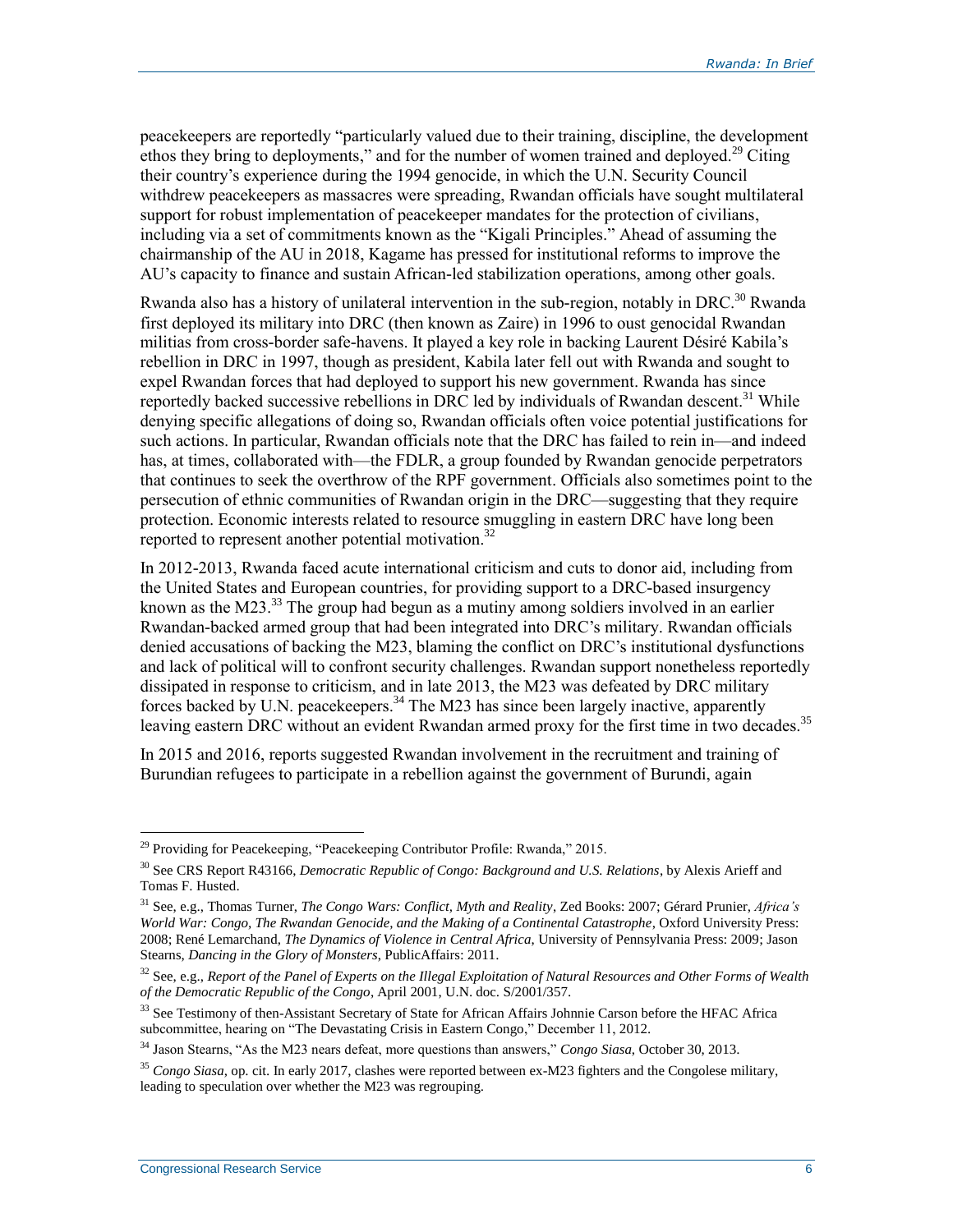peacekeepers are reportedly "particularly valued due to their training, discipline, the development ethos they bring to deployments," and for the number of women trained and deployed.[29] Citing their country's experience during the 1994 genocide, in which the U.N. Security Council withdrew peacekeepers as massacres were spreading, Rwandan officials have sought multilateral support for robust implementation of peacekeeper mandates for the protection of civilians, including via a set of commitments known as the "Kigali Principles." Ahead of assuming the chairmanship of the AU in 2018, Kagame has pressed for institutional reforms to improve the AU's capacity to finance and sustain African-led stabilization operations, among other goals.

Rwanda also has a history of unilateral intervention in the sub-region, notably in DRC.[30] Rwanda first deployed its military into DRC (then known as Zaire) in 1996 to oust genocidal Rwandan militias from cross-border safe-havens. It played a key role in backing Laurent Désiré Kabila's rebellion in DRC in 1997, though as president, Kabila later fell out with Rwanda and sought to expel Rwandan forces that had deployed to support his new government. Rwanda has since reportedly backed successive rebellions in DRC led by individuals of Rwandan descent.[31] While denying specific allegations of doing so, Rwandan officials often voice potential justifications for such actions. In particular, Rwandan officials note that the DRC has failed to rein in—and indeed has, at times, collaborated with—the FDLR, a group founded by Rwandan genocide perpetrators that continues to seek the overthrow of the RPF government. Officials also sometimes point to the persecution of ethnic communities of Rwandan origin in the DRC—suggesting that they require protection. Economic interests related to resource smuggling in eastern DRC have long been reported to represent another potential motivation.[32]

In 2012-2013, Rwanda faced acute international criticism and cuts to donor aid, including from the United States and European countries, for providing support to a DRC-based insurgency known as the M23.[33] The group had begun as a mutiny among soldiers involved in an earlier Rwandan-backed armed group that had been integrated into DRC's military. Rwandan officials denied accusations of backing the M23, blaming the conflict on DRC's institutional dysfunctions and lack of political will to confront security challenges. Rwandan support nonetheless reportedly dissipated in response to criticism, and in late 2013, the M23 was defeated by DRC military forces backed by U.N. peacekeepers.[34] The M23 has since been largely inactive, apparently leaving eastern DRC without an evident Rwandan armed proxy for the first time in two decades.[35]

In 2015 and 2016, reports suggested Rwandan involvement in the recruitment and training of Burundian refugees to participate in a rebellion against the government of Burundi, again

---

[29] Providing for Peacekeeping, "Peacekeeping Contributor Profile: Rwanda," 2015.

[30] See CRS Report R43166, *Democratic Republic of Congo: Background and U.S. Relations*, by Alexis Arieff and Tomas F. Husted.

[31] See, e.g., Thomas Turner, *The Congo Wars: Conflict, Myth and Reality*, Zed Books: 2007; Gérard Prunier, *Africa's World War: Congo, The Rwandan Genocide, and the Making of a Continental Catastrophe*, Oxford University Press: 2008; René Lemarchand, *The Dynamics of Violence in Central Africa*, University of Pennsylvania Press: 2009; Jason Stearns, *Dancing in the Glory of Monsters*, PublicAffairs: 2011.

[32] See, e.g., *Report of the Panel of Experts on the Illegal Exploitation of Natural Resources and Other Forms of Wealth of the Democratic Republic of the Congo*, April 2001, U.N. doc. S/2001/357.

[33] See Testimony of then-Assistant Secretary of State for African Affairs Johnnie Carson before the HFAC Africa subcommittee, hearing on "The Devastating Crisis in Eastern Congo," December 11, 2012.

[34] Jason Stearns, "As the M23 nears defeat, more questions than answers," *Congo Siasa*, October 30, 2013.

[35] *Congo Siasa*, op. cit. In early 2017, clashes were reported between ex-M23 fighters and the Congolese military, leading to speculation over whether the M23 was regrouping.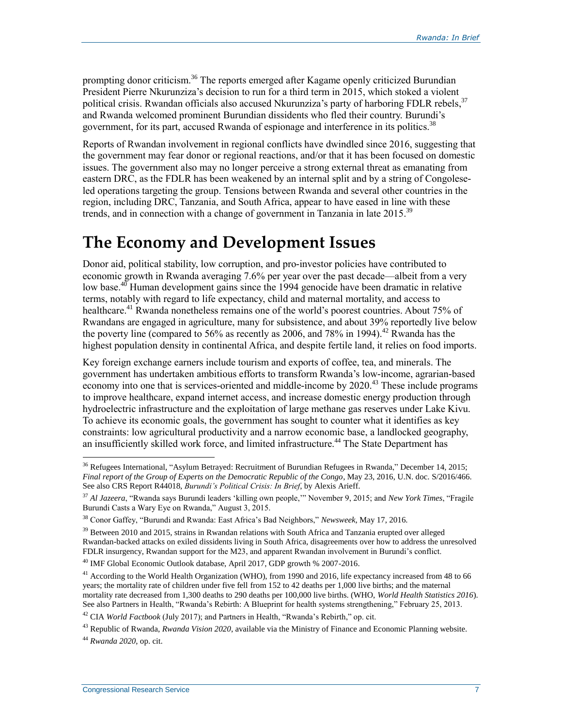prompting donor criticism.[36] The reports emerged after Kagame openly criticized Burundian President Pierre Nkurunziza's decision to run for a third term in 2015, which stoked a violent political crisis. Rwandan officials also accused Nkurunziza's party of harboring FDLR rebels,[37] and Rwanda welcomed prominent Burundian dissidents who fled their country. Burundi's government, for its part, accused Rwanda of espionage and interference in its politics.[38]

Reports of Rwandan involvement in regional conflicts have dwindled since 2016, suggesting that the government may fear donor or regional reactions, and/or that it has been focused on domestic issues. The government also may no longer perceive a strong external threat as emanating from eastern DRC, as the FDLR has been weakened by an internal split and by a string of Congolese-led operations targeting the group. Tensions between Rwanda and several other countries in the region, including DRC, Tanzania, and South Africa, appear to have eased in line with these trends, and in connection with a change of government in Tanzania in late 2015.[39]

# The Economy and Development Issues

Donor aid, political stability, low corruption, and pro-investor policies have contributed to economic growth in Rwanda averaging 7.6% per year over the past decade—albeit from a very low base.[40] Human development gains since the 1994 genocide have been dramatic in relative terms, notably with regard to life expectancy, child and maternal mortality, and access to healthcare.[41] Rwanda nonetheless remains one of the world's poorest countries. About 75% of Rwandans are engaged in agriculture, many for subsistence, and about 39% reportedly live below the poverty line (compared to 56% as recently as 2006, and 78% in 1994).[42] Rwanda has the highest population density in continental Africa, and despite fertile land, it relies on food imports.

Key foreign exchange earners include tourism and exports of coffee, tea, and minerals. The government has undertaken ambitious efforts to transform Rwanda's low-income, agrarian-based economy into one that is services-oriented and middle-income by 2020.[43] These include programs to improve healthcare, expand internet access, and increase domestic energy production through hydroelectric infrastructure and the exploitation of large methane gas reserves under Lake Kivu. To achieve its economic goals, the government has sought to counter what it identifies as key constraints: low agricultural productivity and a narrow economic base, a landlocked geography, an insufficiently skilled work force, and limited infrastructure.[44] The State Department has

---

[36] Refugees International, "Asylum Betrayed: Recruitment of Burundian Refugees in Rwanda," December 14, 2015; *Final report of the Group of Experts on the Democratic Republic of the Congo*, May 23, 2016, U.N. doc. S/2016/466. See also CRS Report R44018, *Burundi's Political Crisis: In Brief*, by Alexis Arieff.

[37] *Al Jazeera*, "Rwanda says Burundi leaders 'killing own people,'" November 9, 2015; and *New York Times*, "Fragile Burundi Casts a Wary Eye on Rwanda," August 3, 2015.

[38] Conor Gaffey, "Burundi and Rwanda: East Africa's Bad Neighbors," *Newsweek*, May 17, 2016.

[39] Between 2010 and 2015, strains in Rwandan relations with South Africa and Tanzania erupted over alleged Rwandan-backed attacks on exiled dissidents living in South Africa, disagreements over how to address the unresolved FDLR insurgency, Rwandan support for the M23, and apparent Rwandan involvement in Burundi's conflict.

[40] IMF Global Economic Outlook database, April 2017, GDP growth % 2007-2016.

[41] According to the World Health Organization (WHO), from 1990 and 2016, life expectancy increased from 48 to 66 years; the mortality rate of children under five fell from 152 to 42 deaths per 1,000 live births; and the maternal mortality rate decreased from 1,300 deaths to 290 deaths per 100,000 live births. (WHO, *World Health Statistics 2016*). See also Partners in Health, "Rwanda's Rebirth: A Blueprint for health systems strengthening," February 25, 2013.

[42] CIA *World Factbook* (July 2017); and Partners in Health, "Rwanda's Rebirth," op. cit.

[43] Republic of Rwanda, *Rwanda Vision 2020*, available via the Ministry of Finance and Economic Planning website.

[44] *Rwanda 2020*, op. cit.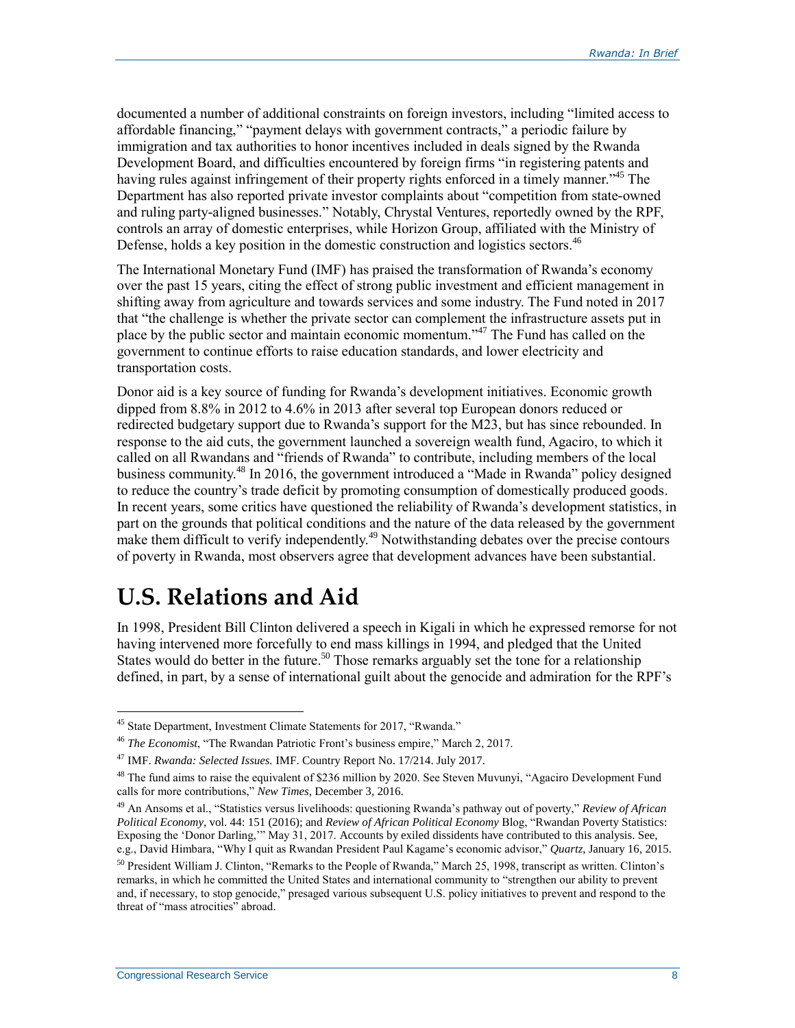documented a number of additional constraints on foreign investors, including "limited access to affordable financing," "payment delays with government contracts," a periodic failure by immigration and tax authorities to honor incentives included in deals signed by the Rwanda Development Board, and difficulties encountered by foreign firms "in registering patents and having rules against infringement of their property rights enforced in a timely manner."[45] The Department has also reported private investor complaints about "competition from state-owned and ruling party-aligned businesses." Notably, Chrystal Ventures, reportedly owned by the RPF, controls an array of domestic enterprises, while Horizon Group, affiliated with the Ministry of Defense, holds a key position in the domestic construction and logistics sectors.[46]

The International Monetary Fund (IMF) has praised the transformation of Rwanda's economy over the past 15 years, citing the effect of strong public investment and efficient management in shifting away from agriculture and towards services and some industry. The Fund noted in 2017 that "the challenge is whether the private sector can complement the infrastructure assets put in place by the public sector and maintain economic momentum."[47] The Fund has called on the government to continue efforts to raise education standards, and lower electricity and transportation costs.

Donor aid is a key source of funding for Rwanda's development initiatives. Economic growth dipped from 8.8% in 2012 to 4.6% in 2013 after several top European donors reduced or redirected budgetary support due to Rwanda's support for the M23, but has since rebounded. In response to the aid cuts, the government launched a sovereign wealth fund, Agaciro, to which it called on all Rwandans and "friends of Rwanda" to contribute, including members of the local business community.[48] In 2016, the government introduced a "Made in Rwanda" policy designed to reduce the country's trade deficit by promoting consumption of domestically produced goods. In recent years, some critics have questioned the reliability of Rwanda's development statistics, in part on the grounds that political conditions and the nature of the data released by the government make them difficult to verify independently.[49] Notwithstanding debates over the precise contours of poverty in Rwanda, most observers agree that development advances have been substantial.

# U.S. Relations and Aid

In 1998, President Bill Clinton delivered a speech in Kigali in which he expressed remorse for not having intervened more forcefully to end mass killings in 1994, and pledged that the United States would do better in the future.[50] Those remarks arguably set the tone for a relationship defined, in part, by a sense of international guilt about the genocide and admiration for the RPF's

---

[45] State Department, Investment Climate Statements for 2017, "Rwanda."

[46] *The Economist*, "The Rwandan Patriotic Front's business empire," March 2, 2017.

[47] IMF. *Rwanda: Selected Issues.* IMF. Country Report No. 17/214. July 2017.

[48] The fund aims to raise the equivalent of $236 million by 2020. See Steven Muvunyi, "Agaciro Development Fund calls for more contributions," *New Times*, December 3, 2016.

[49] An Ansoms et al., "Statistics versus livelihoods: questioning Rwanda's pathway out of poverty," *Review of African Political Economy*, vol. 44: 151 (2016); and *Review of African Political Economy* Blog, "Rwandan Poverty Statistics: Exposing the 'Donor Darling,'" May 31, 2017. Accounts by exiled dissidents have contributed to this analysis. See, e.g., David Himbara, "Why I quit as Rwandan President Paul Kagame's economic advisor," *Quartz*, January 16, 2015.

[50] President William J. Clinton, "Remarks to the People of Rwanda," March 25, 1998, transcript as written. Clinton's remarks, in which he committed the United States and international community to "strengthen our ability to prevent and, if necessary, to stop genocide," presaged various subsequent U.S. policy initiatives to prevent and respond to the threat of "mass atrocities" abroad.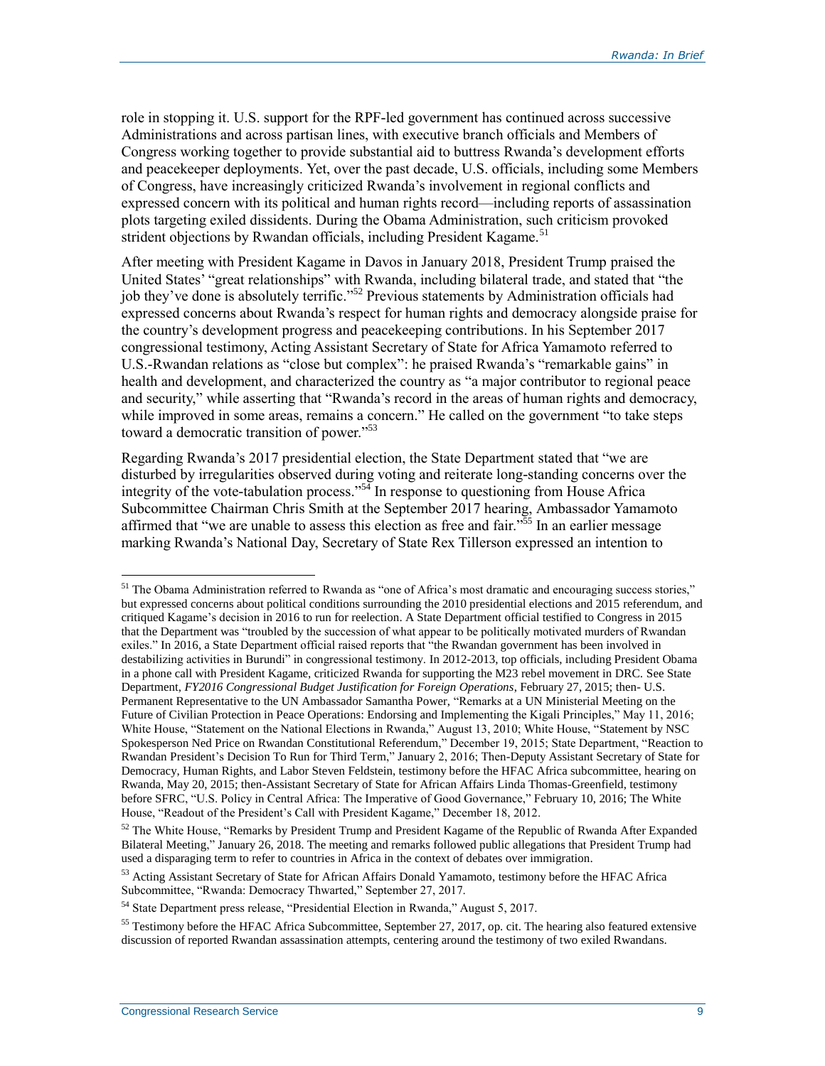role in stopping it. U.S. support for the RPF-led government has continued across successive Administrations and across partisan lines, with executive branch officials and Members of Congress working together to provide substantial aid to buttress Rwanda's development efforts and peacekeeper deployments. Yet, over the past decade, U.S. officials, including some Members of Congress, have increasingly criticized Rwanda's involvement in regional conflicts and expressed concern with its political and human rights record—including reports of assassination plots targeting exiled dissidents. During the Obama Administration, such criticism provoked strident objections by Rwandan officials, including President Kagame.[51]

After meeting with President Kagame in Davos in January 2018, President Trump praised the United States' "great relationships" with Rwanda, including bilateral trade, and stated that "the job they've done is absolutely terrific."[52] Previous statements by Administration officials had expressed concerns about Rwanda's respect for human rights and democracy alongside praise for the country's development progress and peacekeeping contributions. In his September 2017 congressional testimony, Acting Assistant Secretary of State for Africa Yamamoto referred to U.S.-Rwandan relations as "close but complex": he praised Rwanda's "remarkable gains" in health and development, and characterized the country as "a major contributor to regional peace and security," while asserting that "Rwanda's record in the areas of human rights and democracy, while improved in some areas, remains a concern." He called on the government "to take steps toward a democratic transition of power."[53]

Regarding Rwanda's 2017 presidential election, the State Department stated that "we are disturbed by irregularities observed during voting and reiterate long-standing concerns over the integrity of the vote-tabulation process."[54] In response to questioning from House Africa Subcommittee Chairman Chris Smith at the September 2017 hearing, Ambassador Yamamoto affirmed that "we are unable to assess this election as free and fair."[55] In an earlier message marking Rwanda's National Day, Secretary of State Rex Tillerson expressed an intention to

---

[51] The Obama Administration referred to Rwanda as "one of Africa's most dramatic and encouraging success stories," but expressed concerns about political conditions surrounding the 2010 presidential elections and 2015 referendum, and critiqued Kagame's decision in 2016 to run for reelection. A State Department official testified to Congress in 2015 that the Department was "troubled by the succession of what appear to be politically motivated murders of Rwandan exiles." In 2016, a State Department official raised reports that "the Rwandan government has been involved in destabilizing activities in Burundi" in congressional testimony. In 2012-2013, top officials, including President Obama in a phone call with President Kagame, criticized Rwanda for supporting the M23 rebel movement in DRC. See State Department, *FY2016 Congressional Budget Justification for Foreign Operations*, February 27, 2015; then- U.S. Permanent Representative to the UN Ambassador Samantha Power, "Remarks at a UN Ministerial Meeting on the Future of Civilian Protection in Peace Operations: Endorsing and Implementing the Kigali Principles," May 11, 2016; White House, "Statement on the National Elections in Rwanda," August 13, 2010; White House, "Statement by NSC Spokesperson Ned Price on Rwandan Constitutional Referendum," December 19, 2015; State Department, "Reaction to Rwandan President's Decision To Run for Third Term," January 2, 2016; Then-Deputy Assistant Secretary of State for Democracy, Human Rights, and Labor Steven Feldstein, testimony before the HFAC Africa subcommittee, hearing on Rwanda, May 20, 2015; then-Assistant Secretary of State for African Affairs Linda Thomas-Greenfield, testimony before SFRC, "U.S. Policy in Central Africa: The Imperative of Good Governance," February 10, 2016; The White House, "Readout of the President's Call with President Kagame," December 18, 2012.

[52] The White House, "Remarks by President Trump and President Kagame of the Republic of Rwanda After Expanded Bilateral Meeting," January 26, 2018. The meeting and remarks followed public allegations that President Trump had used a disparaging term to refer to countries in Africa in the context of debates over immigration.

[53] Acting Assistant Secretary of State for African Affairs Donald Yamamoto, testimony before the HFAC Africa Subcommittee, "Rwanda: Democracy Thwarted," September 27, 2017.

[54] State Department press release, "Presidential Election in Rwanda," August 5, 2017.

[55] Testimony before the HFAC Africa Subcommittee, September 27, 2017, op. cit. The hearing also featured extensive discussion of reported Rwandan assassination attempts, centering around the testimony of two exiled Rwandans.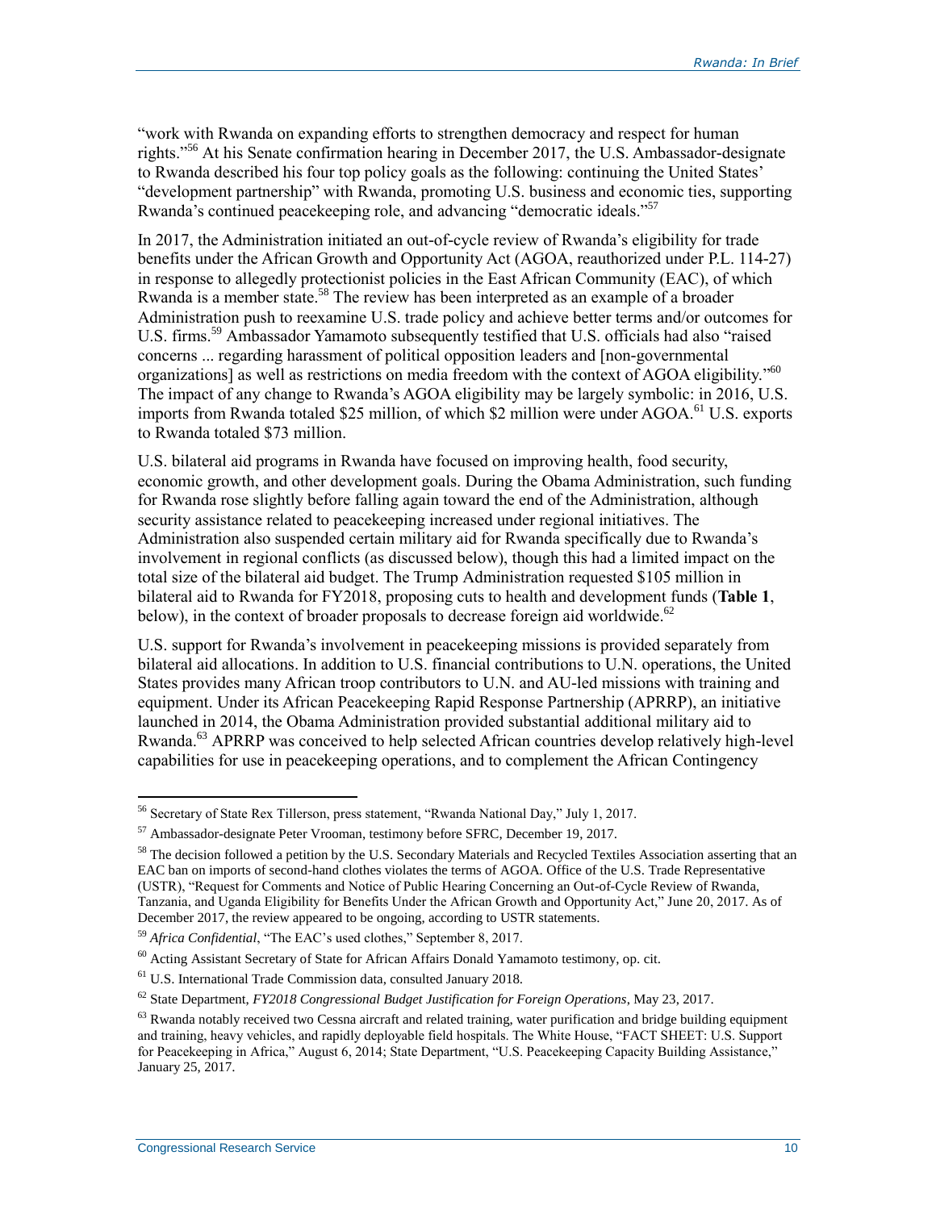"work with Rwanda on expanding efforts to strengthen democracy and respect for human rights."[56] At his Senate confirmation hearing in December 2017, the U.S. Ambassador-designate to Rwanda described his four top policy goals as the following: continuing the United States' "development partnership" with Rwanda, promoting U.S. business and economic ties, supporting Rwanda's continued peacekeeping role, and advancing "democratic ideals."[57]

In 2017, the Administration initiated an out-of-cycle review of Rwanda's eligibility for trade benefits under the African Growth and Opportunity Act (AGOA, reauthorized under P.L. 114-27) in response to allegedly protectionist policies in the East African Community (EAC), of which Rwanda is a member state.[58] The review has been interpreted as an example of a broader Administration push to reexamine U.S. trade policy and achieve better terms and/or outcomes for U.S. firms.[59] Ambassador Yamamoto subsequently testified that U.S. officials had also "raised concerns ... regarding harassment of political opposition leaders and [non-governmental organizations] as well as restrictions on media freedom with the context of AGOA eligibility."[60] The impact of any change to Rwanda's AGOA eligibility may be largely symbolic: in 2016, U.S. imports from Rwanda totaled $25 million, of which $2 million were under AGOA.[61] U.S. exports to Rwanda totaled $73 million.

U.S. bilateral aid programs in Rwanda have focused on improving health, food security, economic growth, and other development goals. During the Obama Administration, such funding for Rwanda rose slightly before falling again toward the end of the Administration, although security assistance related to peacekeeping increased under regional initiatives. The Administration also suspended certain military aid for Rwanda specifically due to Rwanda's involvement in regional conflicts (as discussed below), though this had a limited impact on the total size of the bilateral aid budget. The Trump Administration requested $105 million in bilateral aid to Rwanda for FY2018, proposing cuts to health and development funds (**Table 1**, below), in the context of broader proposals to decrease foreign aid worldwide.[62]

U.S. support for Rwanda's involvement in peacekeeping missions is provided separately from bilateral aid allocations. In addition to U.S. financial contributions to U.N. operations, the United States provides many African troop contributors to U.N. and AU-led missions with training and equipment. Under its African Peacekeeping Rapid Response Partnership (APRRP), an initiative launched in 2014, the Obama Administration provided substantial additional military aid to Rwanda.[63] APRRP was conceived to help selected African countries develop relatively high-level capabilities for use in peacekeeping operations, and to complement the African Contingency

---

[56] Secretary of State Rex Tillerson, press statement, "Rwanda National Day," July 1, 2017.

[57] Ambassador-designate Peter Vrooman, testimony before SFRC, December 19, 2017.

[58] The decision followed a petition by the U.S. Secondary Materials and Recycled Textiles Association asserting that an EAC ban on imports of second-hand clothes violates the terms of AGOA. Office of the U.S. Trade Representative (USTR), "Request for Comments and Notice of Public Hearing Concerning an Out-of-Cycle Review of Rwanda, Tanzania, and Uganda Eligibility for Benefits Under the African Growth and Opportunity Act," June 20, 2017. As of December 2017, the review appeared to be ongoing, according to USTR statements.

[59] *Africa Confidential*, "The EAC's used clothes," September 8, 2017.

[60] Acting Assistant Secretary of State for African Affairs Donald Yamamoto testimony, op. cit.

[61] U.S. International Trade Commission data, consulted January 2018.

[62] State Department, *FY2018 Congressional Budget Justification for Foreign Operations*, May 23, 2017.

[63] Rwanda notably received two Cessna aircraft and related training, water purification and bridge building equipment and training, heavy vehicles, and rapidly deployable field hospitals. The White House, "FACT SHEET: U.S. Support for Peacekeeping in Africa," August 6, 2014; State Department, "U.S. Peacekeeping Capacity Building Assistance," January 25, 2017.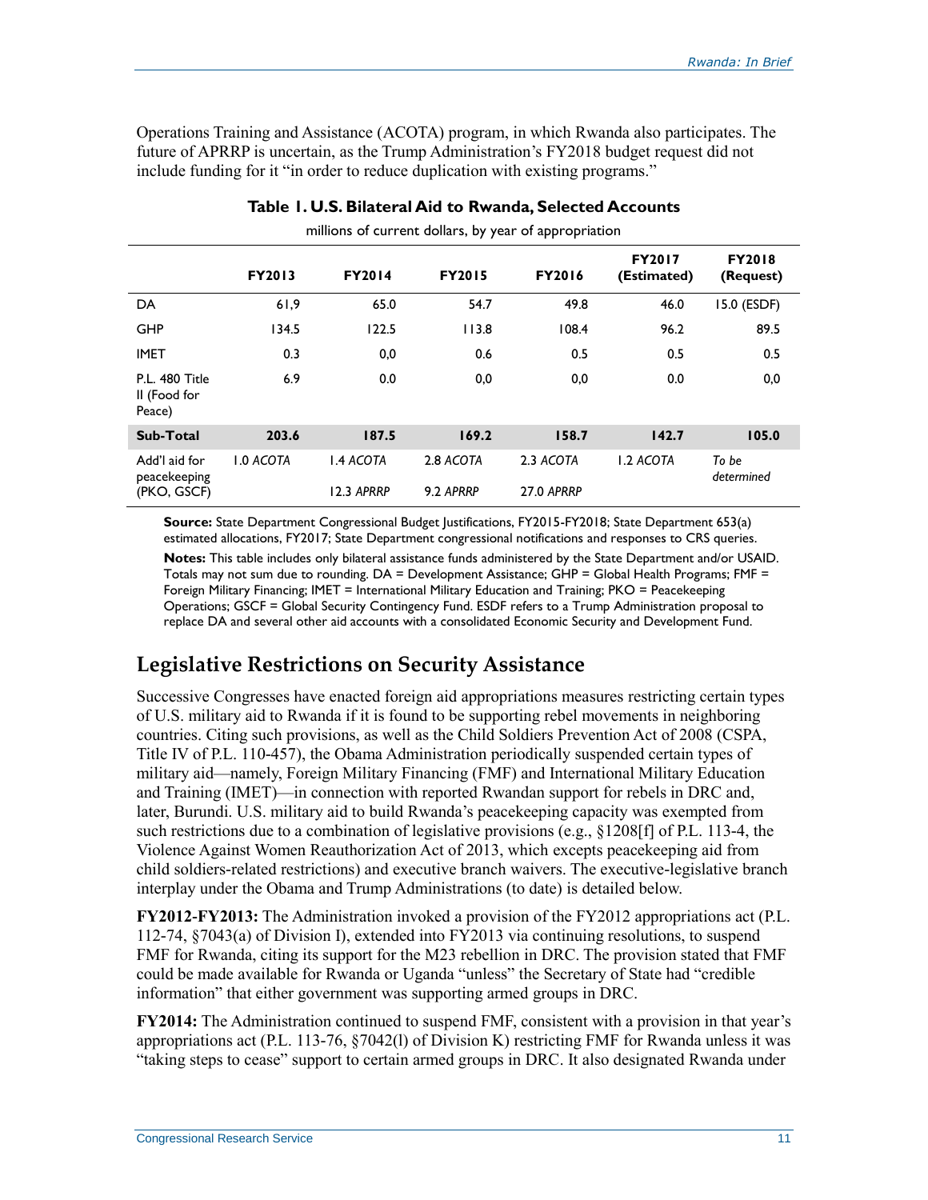Operations Training and Assistance (ACOTA) program, in which Rwanda also participates. The future of APRRP is uncertain, as the Trump Administration's FY2018 budget request did not include funding for it "in order to reduce duplication with existing programs."

**Table 1. U.S. Bilateral Aid to Rwanda, Selected Accounts**

millions of current dollars, by year of appropriation

| | FY2013 | FY2014 | FY2015 | FY2016 | FY2017 (Estimated) | FY2018 (Request) |
|---|---|---|---|---|---|---|
| DA | 61,9 | 65.0 | 54.7 | 49.8 | 46.0 | 15.0 (ESDF) |
| GHP | 134.5 | 122.5 | 113.8 | 108.4 | 96.2 | 89.5 |
| IMET | 0.3 | 0,0 | 0.6 | 0.5 | 0.5 | 0.5 |
| P.L. 480 Title II (Food for Peace) | 6.9 | 0.0 | 0,0 | 0,0 | 0.0 | 0,0 |
| **Sub-Total** | **203.6** | **187.5** | **169.2** | **158.7** | **142.7** | **105.0** |
| Add'l aid for peacekeeping (PKO, GSCF) | 1.0 *ACOTA* | 1.4 *ACOTA* 12.3 *APRRP* | 2.8 *ACOTA* 9.2 *APRRP* | 2.3 *ACOTA* 27.0 *APRRP* | 1.2 *ACOTA* | *To be determined* |

**Source:** State Department Congressional Budget Justifications, FY2015-FY2018; State Department 653(a) estimated allocations, FY2017; State Department congressional notifications and responses to CRS queries.

**Notes:** This table includes only bilateral assistance funds administered by the State Department and/or USAID. Totals may not sum due to rounding. DA = Development Assistance; GHP = Global Health Programs; FMF = Foreign Military Financing; IMET = International Military Education and Training; PKO = Peacekeeping Operations; GSCF = Global Security Contingency Fund. ESDF refers to a Trump Administration proposal to replace DA and several other aid accounts with a consolidated Economic Security and Development Fund.

## Legislative Restrictions on Security Assistance

Successive Congresses have enacted foreign aid appropriations measures restricting certain types of U.S. military aid to Rwanda if it is found to be supporting rebel movements in neighboring countries. Citing such provisions, as well as the Child Soldiers Prevention Act of 2008 (CSPA, Title IV of P.L. 110-457), the Obama Administration periodically suspended certain types of military aid—namely, Foreign Military Financing (FMF) and International Military Education and Training (IMET)—in connection with reported Rwandan support for rebels in DRC and, later, Burundi. U.S. military aid to build Rwanda's peacekeeping capacity was exempted from such restrictions due to a combination of legislative provisions (e.g., §1208[f] of P.L. 113-4, the Violence Against Women Reauthorization Act of 2013, which excepts peacekeeping aid from child soldiers-related restrictions) and executive branch waivers. The executive-legislative branch interplay under the Obama and Trump Administrations (to date) is detailed below.

**FY2012-FY2013:** The Administration invoked a provision of the FY2012 appropriations act (P.L. 112-74, §7043(a) of Division I), extended into FY2013 via continuing resolutions, to suspend FMF for Rwanda, citing its support for the M23 rebellion in DRC. The provision stated that FMF could be made available for Rwanda or Uganda "unless" the Secretary of State had "credible information" that either government was supporting armed groups in DRC.

**FY2014:** The Administration continued to suspend FMF, consistent with a provision in that year's appropriations act (P.L. 113-76, §7042(l) of Division K) restricting FMF for Rwanda unless it was "taking steps to cease" support to certain armed groups in DRC. It also designated Rwanda under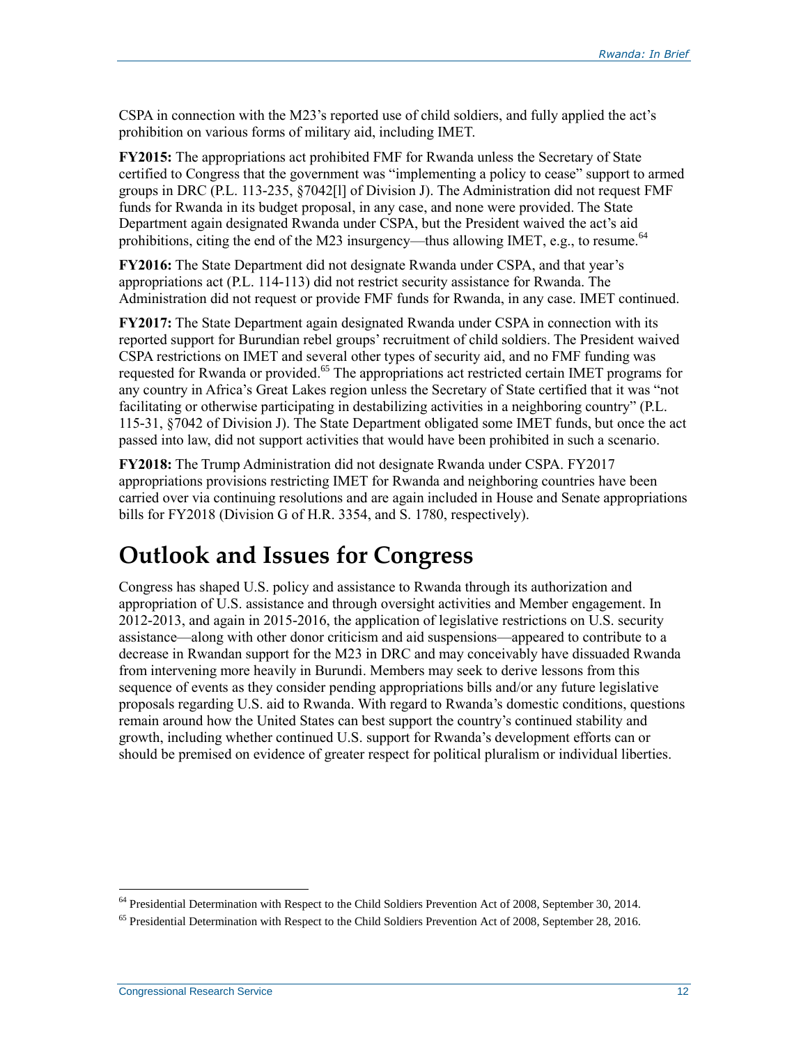CSPA in connection with the M23's reported use of child soldiers, and fully applied the act's prohibition on various forms of military aid, including IMET.

**FY2015:** The appropriations act prohibited FMF for Rwanda unless the Secretary of State certified to Congress that the government was "implementing a policy to cease" support to armed groups in DRC (P.L. 113-235, §7042[l] of Division J). The Administration did not request FMF funds for Rwanda in its budget proposal, in any case, and none were provided. The State Department again designated Rwanda under CSPA, but the President waived the act's aid prohibitions, citing the end of the M23 insurgency—thus allowing IMET, e.g., to resume.[64]

**FY2016:** The State Department did not designate Rwanda under CSPA, and that year's appropriations act (P.L. 114-113) did not restrict security assistance for Rwanda. The Administration did not request or provide FMF funds for Rwanda, in any case. IMET continued.

**FY2017:** The State Department again designated Rwanda under CSPA in connection with its reported support for Burundian rebel groups' recruitment of child soldiers. The President waived CSPA restrictions on IMET and several other types of security aid, and no FMF funding was requested for Rwanda or provided.[65] The appropriations act restricted certain IMET programs for any country in Africa's Great Lakes region unless the Secretary of State certified that it was "not facilitating or otherwise participating in destabilizing activities in a neighboring country" (P.L. 115-31, §7042 of Division J). The State Department obligated some IMET funds, but once the act passed into law, did not support activities that would have been prohibited in such a scenario.

**FY2018:** The Trump Administration did not designate Rwanda under CSPA. FY2017 appropriations provisions restricting IMET for Rwanda and neighboring countries have been carried over via continuing resolutions and are again included in House and Senate appropriations bills for FY2018 (Division G of H.R. 3354, and S. 1780, respectively).

# Outlook and Issues for Congress

Congress has shaped U.S. policy and assistance to Rwanda through its authorization and appropriation of U.S. assistance and through oversight activities and Member engagement. In 2012-2013, and again in 2015-2016, the application of legislative restrictions on U.S. security assistance—along with other donor criticism and aid suspensions—appeared to contribute to a decrease in Rwandan support for the M23 in DRC and may conceivably have dissuaded Rwanda from intervening more heavily in Burundi. Members may seek to derive lessons from this sequence of events as they consider pending appropriations bills and/or any future legislative proposals regarding U.S. aid to Rwanda. With regard to Rwanda's domestic conditions, questions remain around how the United States can best support the country's continued stability and growth, including whether continued U.S. support for Rwanda's development efforts can or should be premised on evidence of greater respect for political pluralism or individual liberties.

---

[64] Presidential Determination with Respect to the Child Soldiers Prevention Act of 2008, September 30, 2014.

[65] Presidential Determination with Respect to the Child Soldiers Prevention Act of 2008, September 28, 2016.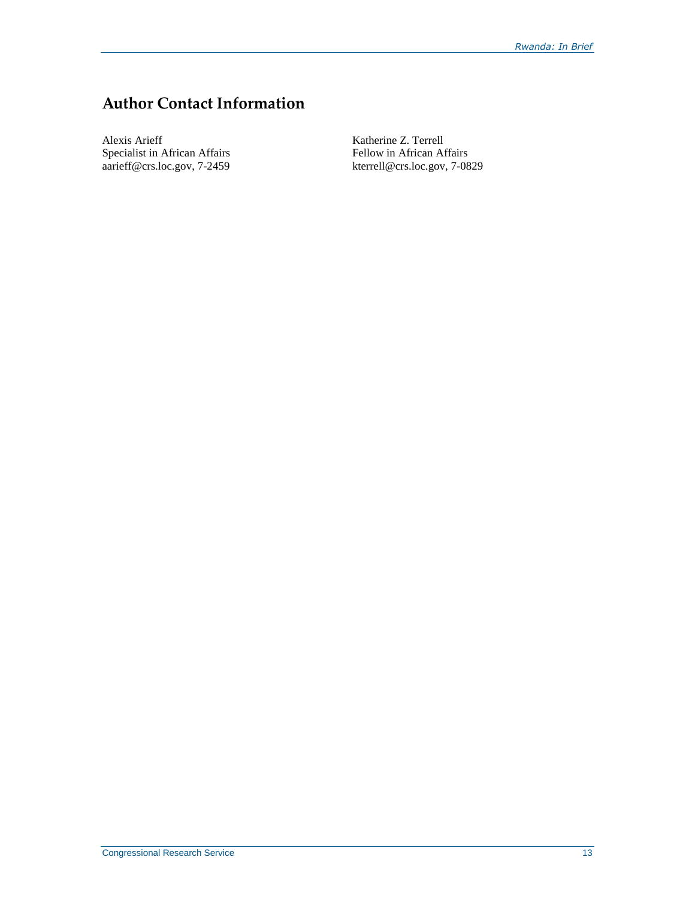## Author Contact Information

Alexis Arieff
Specialist in African Affairs
aarieff@crs.loc.gov, 7-2459

Katherine Z. Terrell
Fellow in African Affairs
kterrell@crs.loc.gov, 7-0829